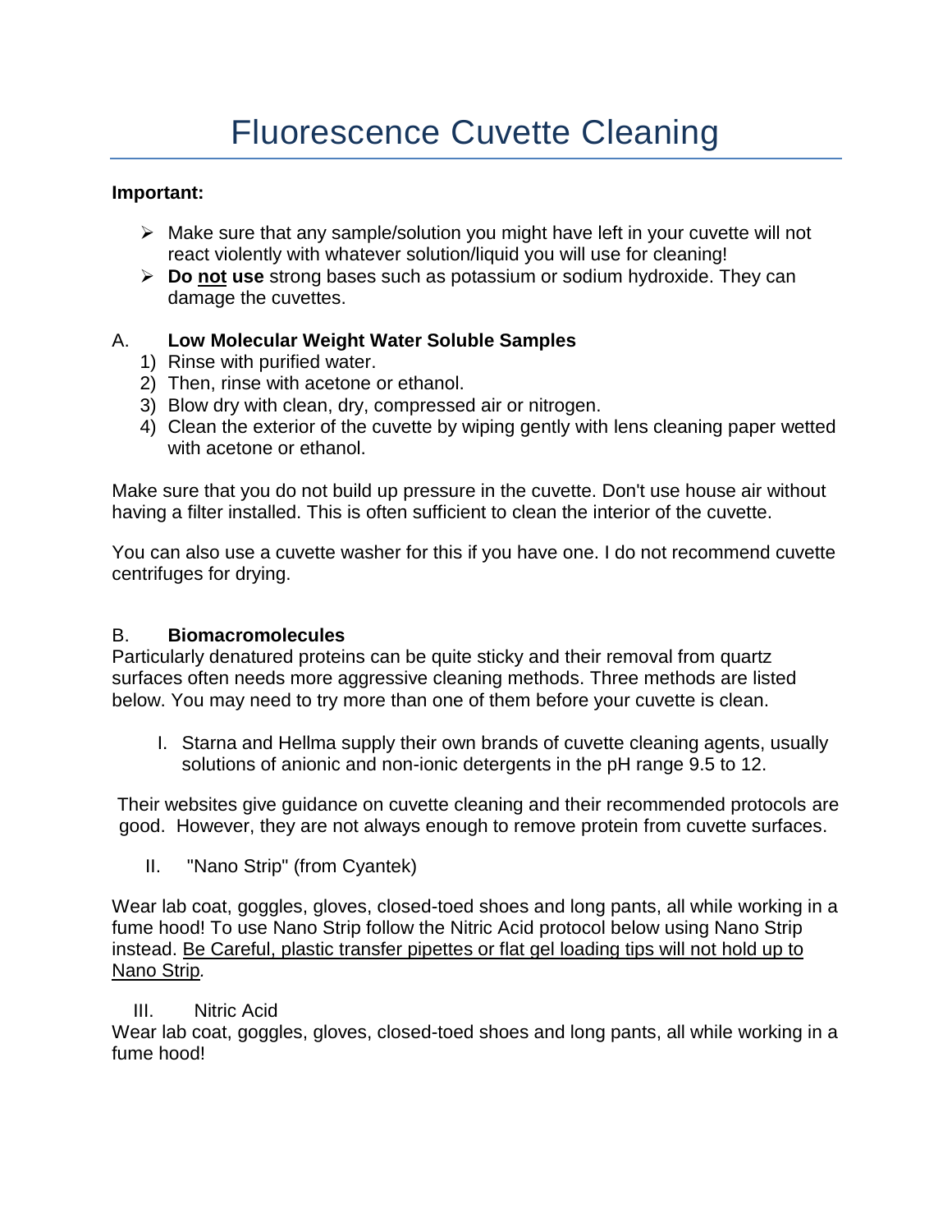# Fluorescence Cuvette Cleaning

**Important:**

- Make sure that any sample/solution you might have left in your cuvette will not react violently with whatever solution/liquid you will use for cleaning!
- **Do <u>not</u> use** strong bases such as potassium or sodium hydroxide. They can damage the cuvettes.

A. **Low Molecular Weight Water Soluble Samples**

1) Rinse with purified water.
2) Then, rinse with acetone or ethanol.
3) Blow dry with clean, dry, compressed air or nitrogen.
4) Clean the exterior of the cuvette by wiping gently with lens cleaning paper wetted with acetone or ethanol.

Make sure that you do not build up pressure in the cuvette. Don't use house air without having a filter installed. This is often sufficient to clean the interior of the cuvette.

You can also use a cuvette washer for this if you have one. I do not recommend cuvette centrifuges for drying.

B. **Biomacromolecules**

Particularly denatured proteins can be quite sticky and their removal from quartz surfaces often needs more aggressive cleaning methods. Three methods are listed below. You may need to try more than one of them before your cuvette is clean.

I. Starna and Hellma supply their own brands of cuvette cleaning agents, usually solutions of anionic and non-ionic detergents in the pH range 9.5 to 12.

Their websites give guidance on cuvette cleaning and their recommended protocols are good. However, they are not always enough to remove protein from cuvette surfaces.

II. "Nano Strip" (from Cyantek)

Wear lab coat, goggles, gloves, closed-toed shoes and long pants, all while working in a fume hood! To use Nano Strip follow the Nitric Acid protocol below using Nano Strip instead. <u>Be Careful, plastic transfer pipettes or flat gel loading tips will not hold up to Nano Strip</u>.

III. Nitric Acid

Wear lab coat, goggles, gloves, closed-toed shoes and long pants, all while working in a fume hood!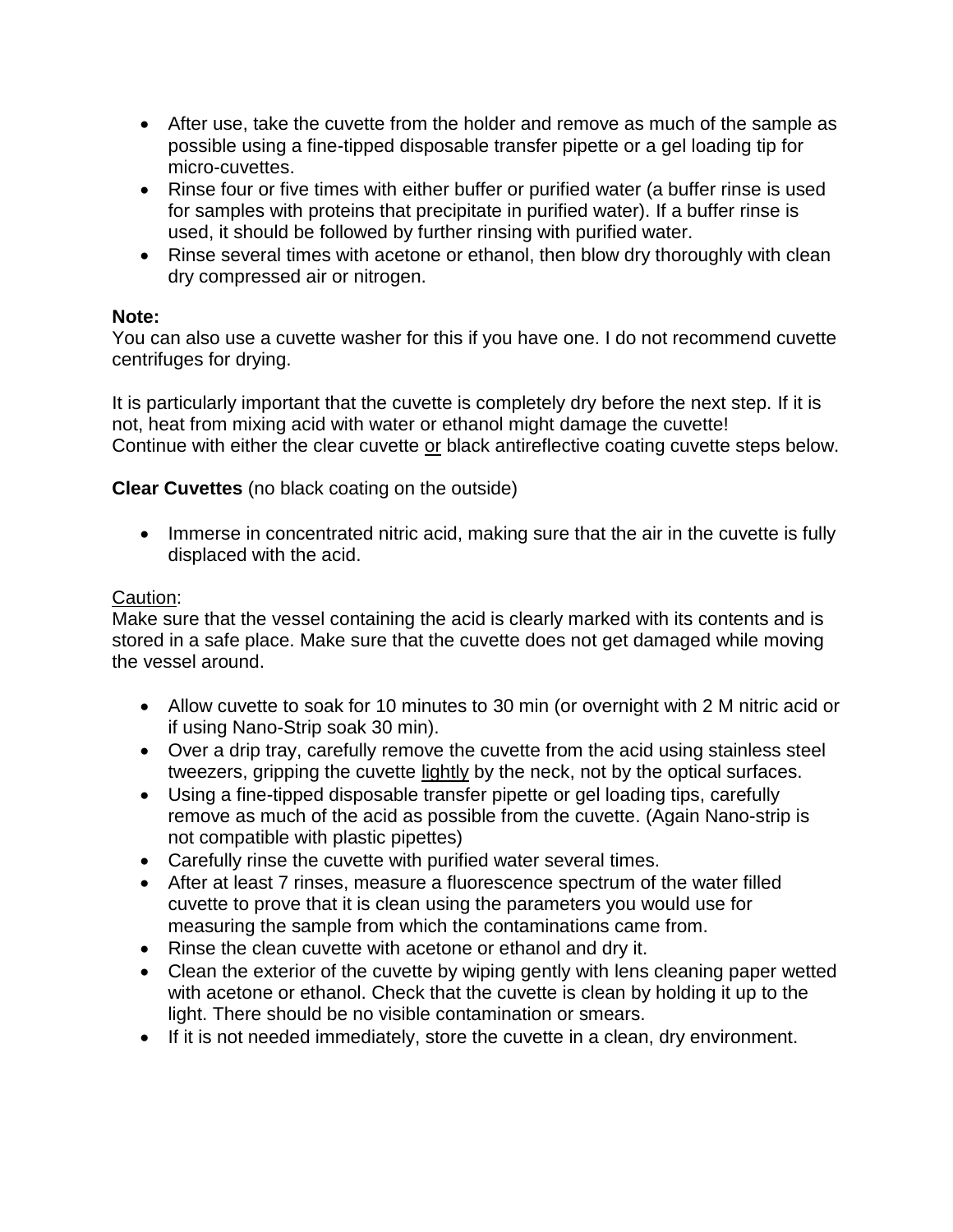- After use, take the cuvette from the holder and remove as much of the sample as possible using a fine-tipped disposable transfer pipette or a gel loading tip for micro-cuvettes.
- Rinse four or five times with either buffer or purified water (a buffer rinse is used for samples with proteins that precipitate in purified water). If a buffer rinse is used, it should be followed by further rinsing with purified water.
- Rinse several times with acetone or ethanol, then blow dry thoroughly with clean dry compressed air or nitrogen.

**Note:**
You can also use a cuvette washer for this if you have one. I do not recommend cuvette centrifuges for drying.

It is particularly important that the cuvette is completely dry before the next step. If it is not, heat from mixing acid with water or ethanol might damage the cuvette!
Continue with either the clear cuvette <u>or</u> black antireflective coating cuvette steps below.

**Clear Cuvettes** (no black coating on the outside)

- Immerse in concentrated nitric acid, making sure that the air in the cuvette is fully displaced with the acid.

<u>Caution</u>:
Make sure that the vessel containing the acid is clearly marked with its contents and is stored in a safe place. Make sure that the cuvette does not get damaged while moving the vessel around.

- Allow cuvette to soak for 10 minutes to 30 min (or overnight with 2 M nitric acid or if using Nano-Strip soak 30 min).
- Over a drip tray, carefully remove the cuvette from the acid using stainless steel tweezers, gripping the cuvette <u>lightly</u> by the neck, not by the optical surfaces.
- Using a fine-tipped disposable transfer pipette or gel loading tips, carefully remove as much of the acid as possible from the cuvette. (Again Nano-strip is not compatible with plastic pipettes)
- Carefully rinse the cuvette with purified water several times.
- After at least 7 rinses, measure a fluorescence spectrum of the water filled cuvette to prove that it is clean using the parameters you would use for measuring the sample from which the contaminations came from.
- Rinse the clean cuvette with acetone or ethanol and dry it.
- Clean the exterior of the cuvette by wiping gently with lens cleaning paper wetted with acetone or ethanol. Check that the cuvette is clean by holding it up to the light. There should be no visible contamination or smears.
- If it is not needed immediately, store the cuvette in a clean, dry environment.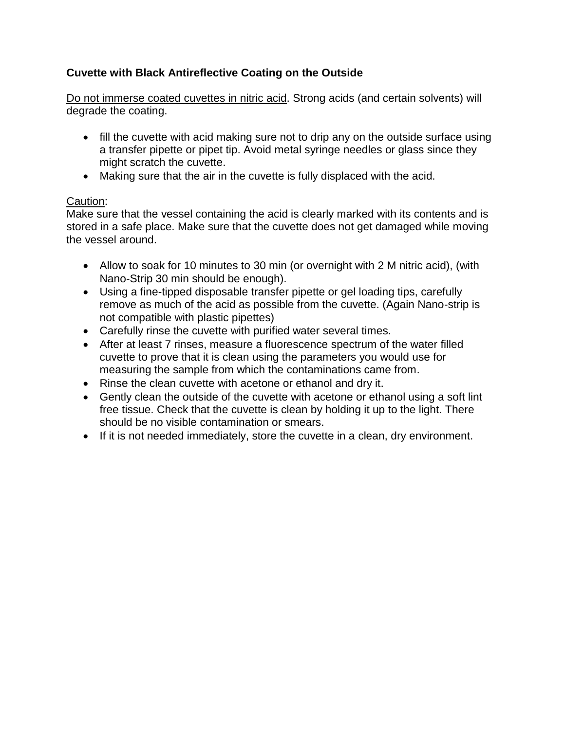**Cuvette with Black Antireflective Coating on the Outside**

Do not immerse coated cuvettes in nitric acid. Strong acids (and certain solvents) will degrade the coating.

- fill the cuvette with acid making sure not to drip any on the outside surface using a transfer pipette or pipet tip. Avoid metal syringe needles or glass since they might scratch the cuvette.
- Making sure that the air in the cuvette is fully displaced with the acid.

Caution:
Make sure that the vessel containing the acid is clearly marked with its contents and is stored in a safe place. Make sure that the cuvette does not get damaged while moving the vessel around.

- Allow to soak for 10 minutes to 30 min (or overnight with 2 M nitric acid), (with Nano-Strip 30 min should be enough).
- Using a fine-tipped disposable transfer pipette or gel loading tips, carefully remove as much of the acid as possible from the cuvette. (Again Nano-strip is not compatible with plastic pipettes)
- Carefully rinse the cuvette with purified water several times.
- After at least 7 rinses, measure a fluorescence spectrum of the water filled cuvette to prove that it is clean using the parameters you would use for measuring the sample from which the contaminations came from.
- Rinse the clean cuvette with acetone or ethanol and dry it.
- Gently clean the outside of the cuvette with acetone or ethanol using a soft lint free tissue. Check that the cuvette is clean by holding it up to the light. There should be no visible contamination or smears.
- If it is not needed immediately, store the cuvette in a clean, dry environment.